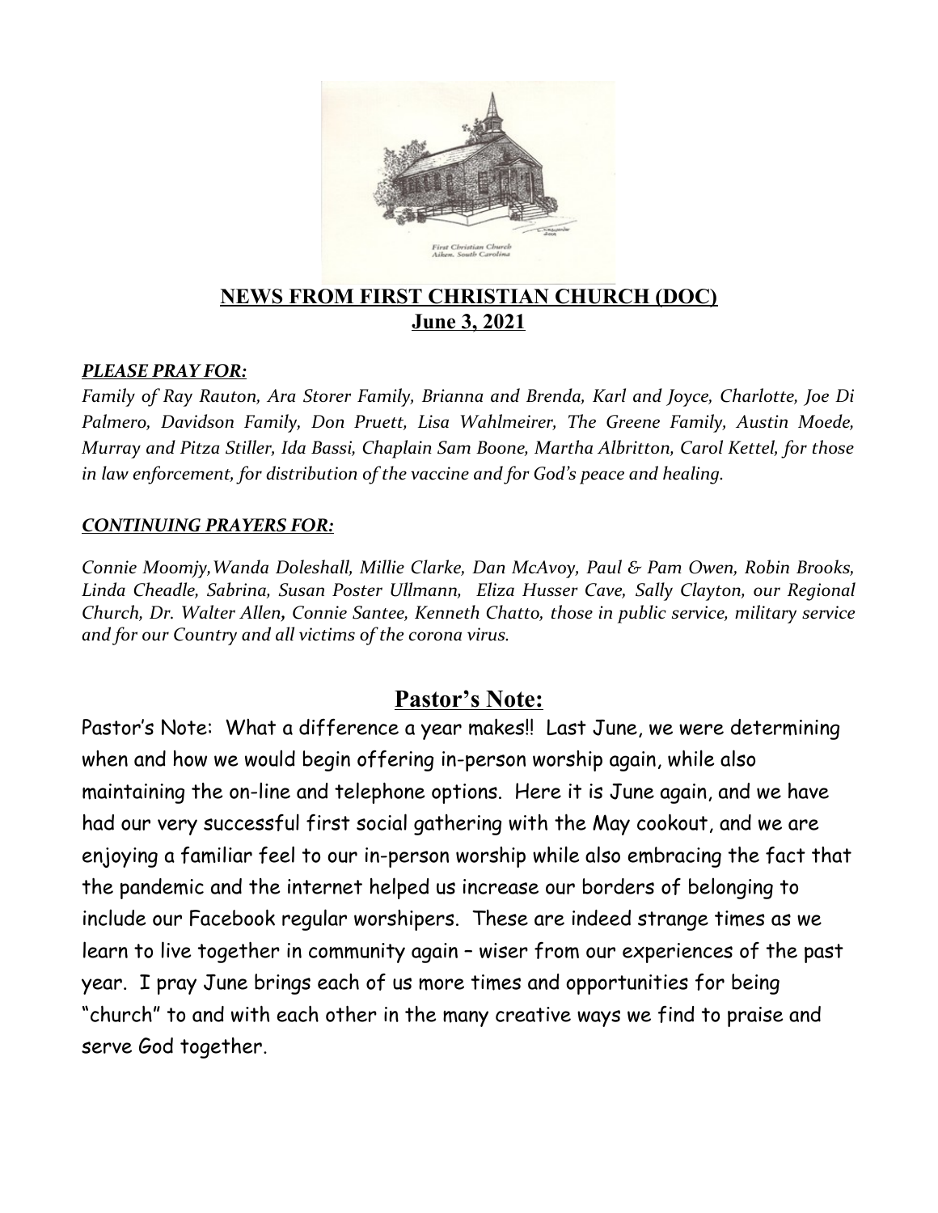**NEWS FROM FIRST CHRISTIAN CHURCH (DOC)**
**June 3, 2021**

***PLEASE PRAY FOR:***

*Family of Ray Rauton, Ara Storer Family, Brianna and Brenda, Karl and Joyce, Charlotte, Joe Di Palmero, Davidson Family, Don Pruett, Lisa Wahlmeirer, The Greene Family, Austin Moede, Murray and Pitza Stiller, Ida Bassi, Chaplain Sam Boone, Martha Albritton, Carol Kettel, for those in law enforcement, for distribution of the vaccine and for God's peace and healing.*

***CONTINUING PRAYERS FOR:***

*Connie Moomjy,Wanda Doleshall, Millie Clarke, Dan McAvoy, Paul & Pam Owen, Robin Brooks, Linda Cheadle, Sabrina, Susan Poster Ullmann, Eliza Husser Cave, Sally Clayton, our Regional Church, Dr. Walter Allen, Connie Santee, Kenneth Chatto, those in public service, military service and for our Country and all victims of the corona virus.*

## Pastor's Note:

Pastor's Note: What a difference a year makes!! Last June, we were determining when and how we would begin offering in-person worship again, while also maintaining the on-line and telephone options. Here it is June again, and we have had our very successful first social gathering with the May cookout, and we are enjoying a familiar feel to our in-person worship while also embracing the fact that the pandemic and the internet helped us increase our borders of belonging to include our Facebook regular worshipers. These are indeed strange times as we learn to live together in community again – wiser from our experiences of the past year. I pray June brings each of us more times and opportunities for being "church" to and with each other in the many creative ways we find to praise and serve God together.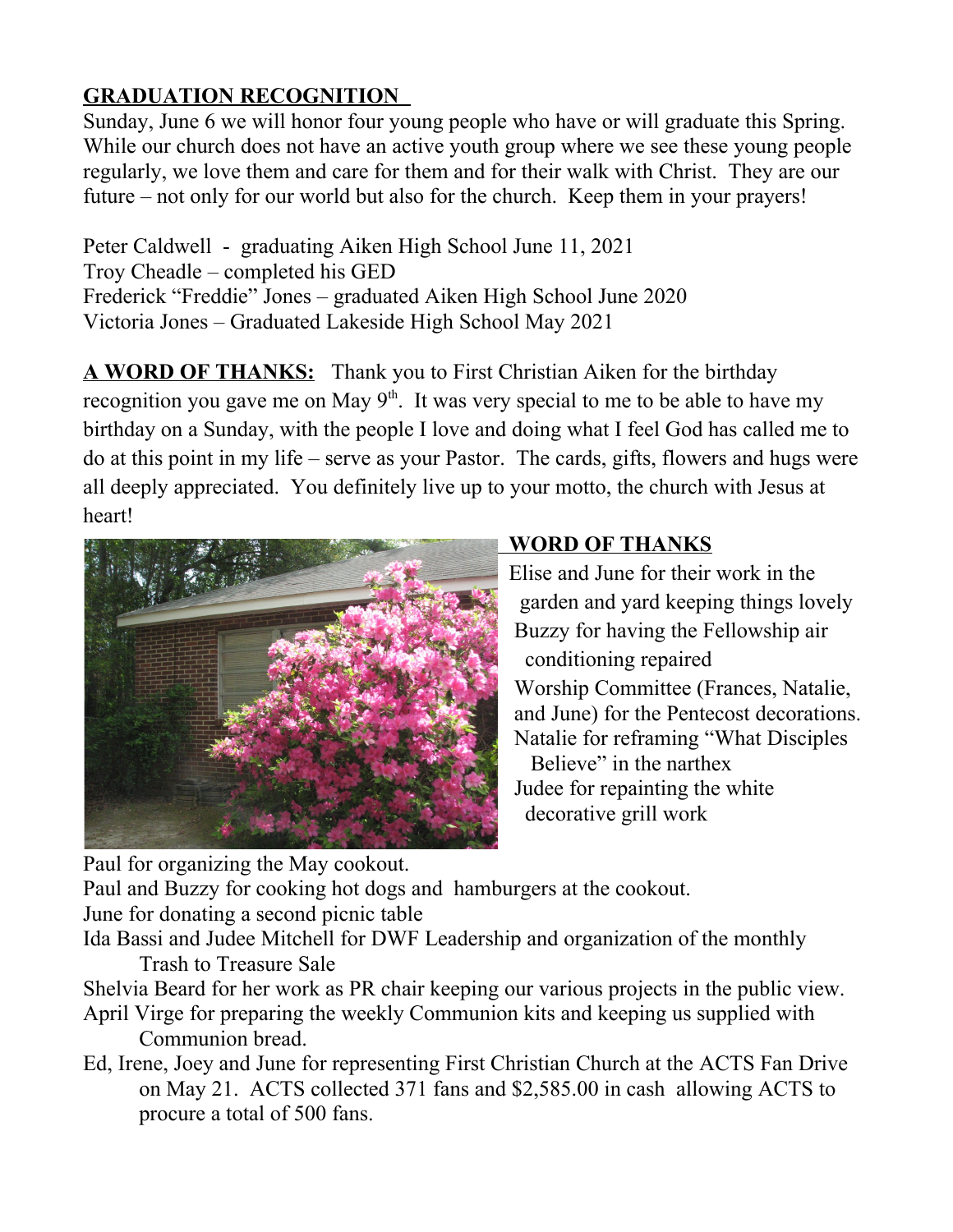**GRADUATION RECOGNITION**

Sunday, June 6 we will honor four young people who have or will graduate this Spring. While our church does not have an active youth group where we see these young people regularly, we love them and care for them and for their walk with Christ. They are our future – not only for our world but also for the church. Keep them in your prayers!

Peter Caldwell - graduating Aiken High School June 11, 2021
Troy Cheadle – completed his GED
Frederick "Freddie" Jones – graduated Aiken High School June 2020
Victoria Jones – Graduated Lakeside High School May 2021

**A WORD OF THANKS:** Thank you to First Christian Aiken for the birthday recognition you gave me on May 9th. It was very special to me to be able to have my birthday on a Sunday, with the people I love and doing what I feel God has called me to do at this point in my life – serve as your Pastor. The cards, gifts, flowers and hugs were all deeply appreciated. You definitely live up to your motto, the church with Jesus at heart!

**WORD OF THANKS**

Elise and June for their work in the garden and yard keeping things lovely
Buzzy for having the Fellowship air conditioning repaired
Worship Committee (Frances, Natalie, and June) for the Pentecost decorations.
Natalie for reframing "What Disciples Believe" in the narthex
Judee for repainting the white decorative grill work
Paul for organizing the May cookout.
Paul and Buzzy for cooking hot dogs and hamburgers at the cookout.
June for donating a second picnic table
Ida Bassi and Judee Mitchell for DWF Leadership and organization of the monthly Trash to Treasure Sale
Shelvia Beard for her work as PR chair keeping our various projects in the public view.
April Virge for preparing the weekly Communion kits and keeping us supplied with Communion bread.
Ed, Irene, Joey and June for representing First Christian Church at the ACTS Fan Drive on May 21. ACTS collected 371 fans and $2,585.00 in cash allowing ACTS to procure a total of 500 fans.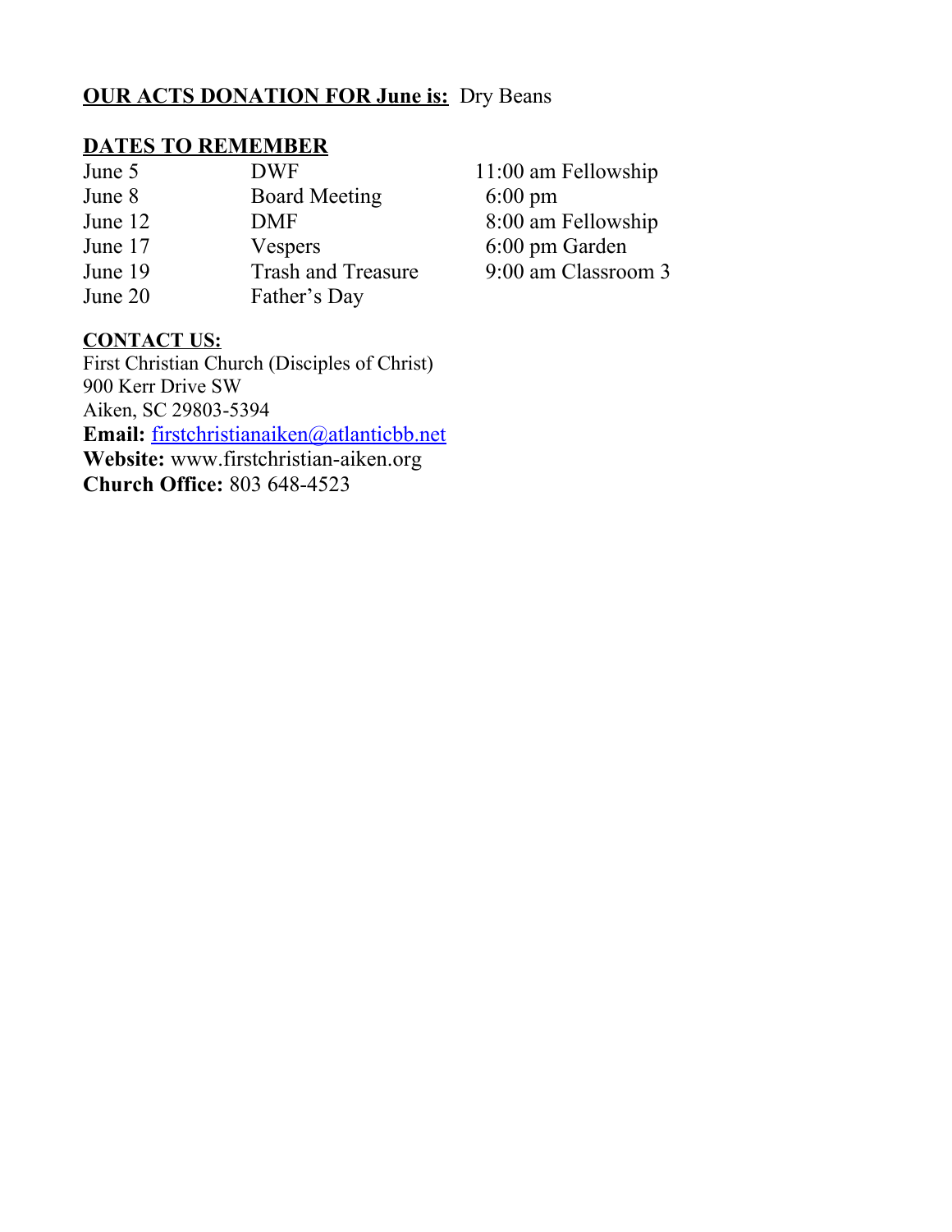**<u>OUR ACTS DONATION FOR June is:</u>** Dry Beans

**<u>DATES TO REMEMBER</u>**

| | | |
|---|---|---|
| June 5 | DWF | 11:00 am Fellowship |
| June 8 | Board Meeting | 6:00 pm |
| June 12 | DMF | 8:00 am Fellowship |
| June 17 | Vespers | 6:00 pm Garden |
| June 19 | Trash and Treasure | 9:00 am Classroom 3 |
| June 20 | Father's Day | |

**<u>CONTACT US:</u>**

First Christian Church (Disciples of Christ)
900 Kerr Drive SW
Aiken, SC 29803-5394
**Email:** firstchristianaiken@atlanticbb.net
**Website:** www.firstchristian-aiken.org
**Church Office:** 803 648-4523